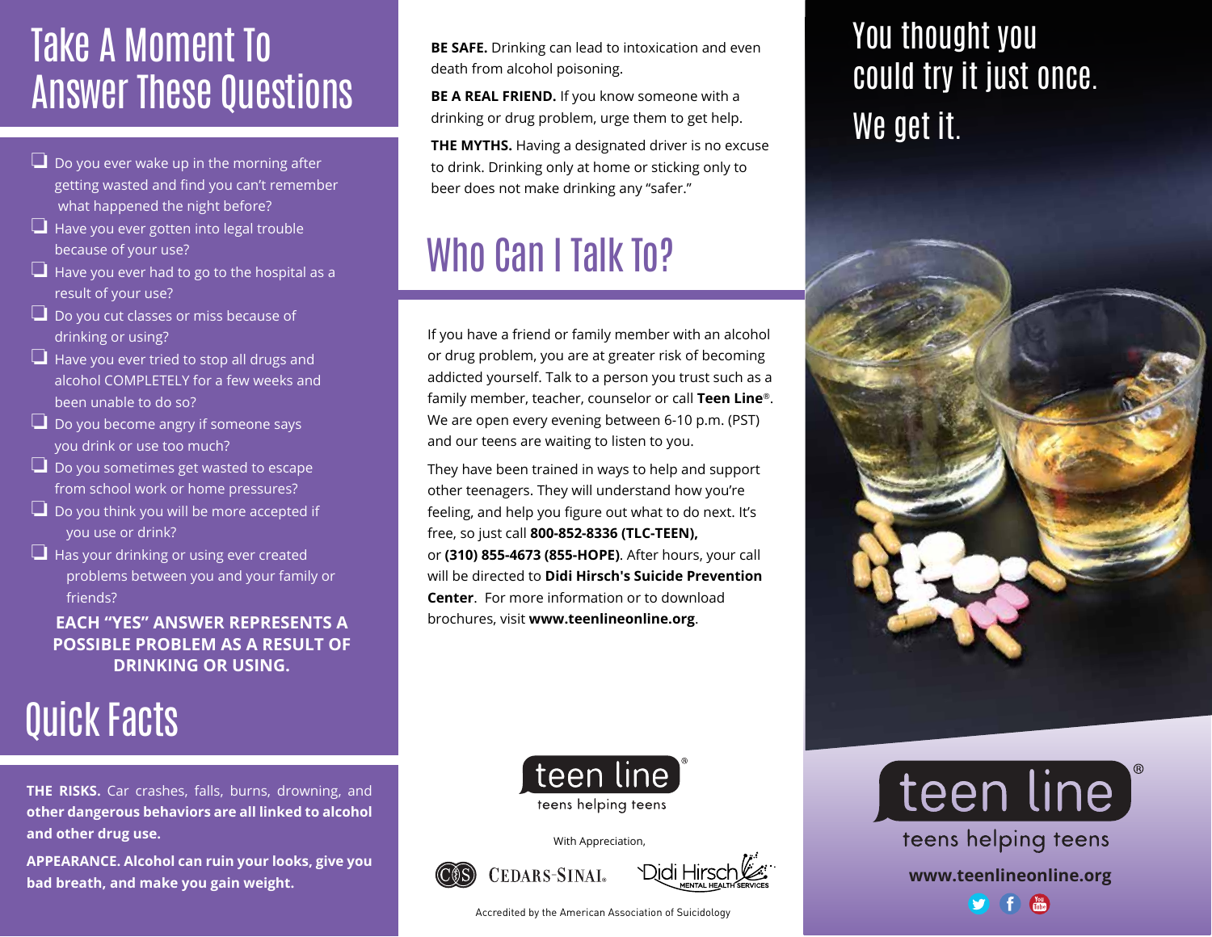# Take A Moment To Answer These Questions

- ❑ Do you ever wake up in the morning after getting wasted and find you can't remember what happened the night before?
- ❑ Have you ever gotten into legal trouble because of your use?
- ❑ Have you ever had to go to the hospital as a result of your use?
- ❑ Do you cut classes or miss because of drinking or using?
- ❑ Have you ever tried to stop all drugs and alcohol COMPLETELY for a few weeks and been unable to do so?
- ❑ Do you become angry if someone says you drink or use too much?
- ❑ Do you sometimes get wasted to escape from school work or home pressures?
- ❑ Do you think you will be more accepted if you use or drink?
- ❑ Has your drinking or using ever created problems between you and your family or friends?

**EACH "YES" ANSWER REPRESENTS A POSSIBLE PROBLEM AS A RESULT OF DRINKING OR USING.**

# Quick Facts

**THE RISKS.** Car crashes, falls, burns, drowning, and **other dangerous behaviors are all linked to alcohol and other drug use.**

**APPEARANCE. Alcohol can ruin your looks, give you bad breath, and make you gain weight.**

**BE SAFE.** Drinking can lead to intoxication and even death from alcohol poisoning.

**BE A REAL FRIEND.** If you know someone with a drinking or drug problem, urge them to get help.

**THE MYTHS.** Having a designated driver is no excuse to drink. Drinking only at home or sticking only to beer does not make drinking any "safer."

# Who Can I Talk To?

If you have a friend or family member with an alcohol or drug problem, you are at greater risk of becoming addicted yourself. Talk to a person you trust such as a family member, teacher, counselor or call **Teen Line**®. We are open every evening between 6-10 p.m. (PST) and our teens are waiting to listen to you.

They have been trained in ways to help and support other teenagers. They will understand how you're feeling, and help you figure out what to do next. It's free, so just call **800-852-8336 (TLC-TEEN),** or **(310) 855-4673 (855-HOPE)**. After hours, your call will be directed to **Didi Hirsch's Suicide Prevention Center**. For more information or to download brochures, visit **www.teenlineonline.org**.

teen line®
teens helping teens

With Appreciation,

CEDARS-SINAI. Didi Hirsch MENTAL HEALTH SERVICES

Accredited by the American Association of Suicidology

# You thought you could try it just once. We get it.

teen line®
teens helping teens

**www.teenlineonline.org**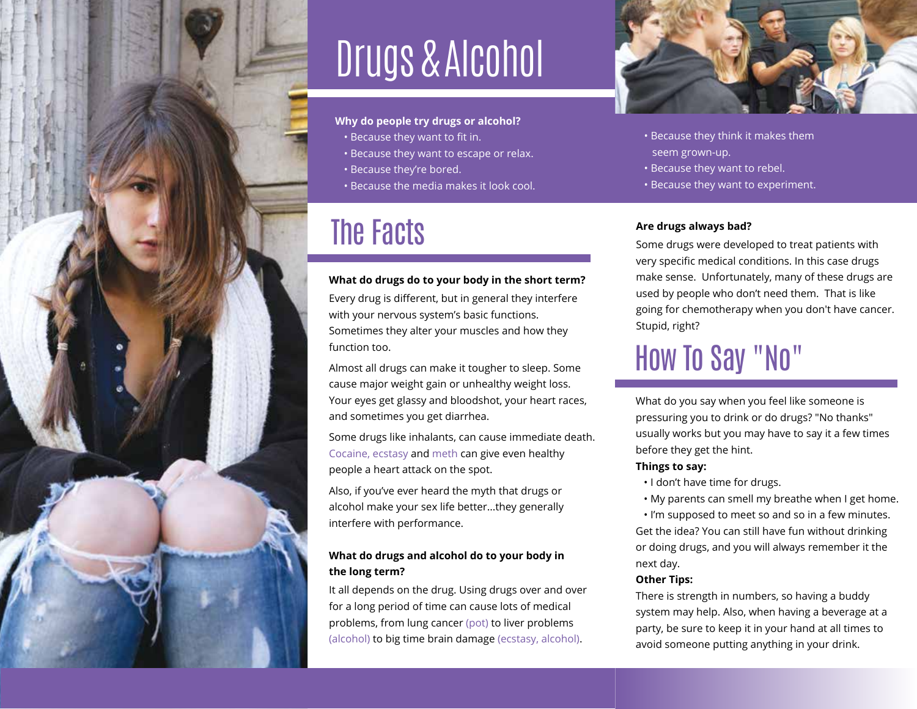# Drugs & Alcohol

**Why do people try drugs or alcohol?**

- Because they want to fit in.
- Because they want to escape or relax.
- Because they're bored.
- Because the media makes it look cool.
- Because they think it makes them seem grown-up.
- Because they want to rebel.
- Because they want to experiment.

## The Facts

**What do drugs do to your body in the short term?**

Every drug is different, but in general they interfere with your nervous system's basic functions. Sometimes they alter your muscles and how they function too.

Almost all drugs can make it tougher to sleep. Some cause major weight gain or unhealthy weight loss. Your eyes get glassy and bloodshot, your heart races, and sometimes you get diarrhea.

Some drugs like inhalants, can cause immediate death. Cocaine, ecstasy and meth can give even healthy people a heart attack on the spot.

Also, if you've ever heard the myth that drugs or alcohol make your sex life better...they generally interfere with performance.

**What do drugs and alcohol do to your body in the long term?**

It all depends on the drug. Using drugs over and over for a long period of time can cause lots of medical problems, from lung cancer (pot) to liver problems (alcohol) to big time brain damage (ecstasy, alcohol).

**Are drugs always bad?**

Some drugs were developed to treat patients with very specific medical conditions. In this case drugs make sense. Unfortunately, many of these drugs are used by people who don't need them. That is like going for chemotherapy when you don't have cancer. Stupid, right?

## How To Say "No"

What do you say when you feel like someone is pressuring you to drink or do drugs? "No thanks" usually works but you may have to say it a few times before they get the hint.

**Things to say:**

- I don't have time for drugs.
- My parents can smell my breathe when I get home.
- I'm supposed to meet so and so in a few minutes.

Get the idea? You can still have fun without drinking or doing drugs, and you will always remember it the next day.

**Other Tips:**

There is strength in numbers, so having a buddy system may help. Also, when having a beverage at a party, be sure to keep it in your hand at all times to avoid someone putting anything in your drink.